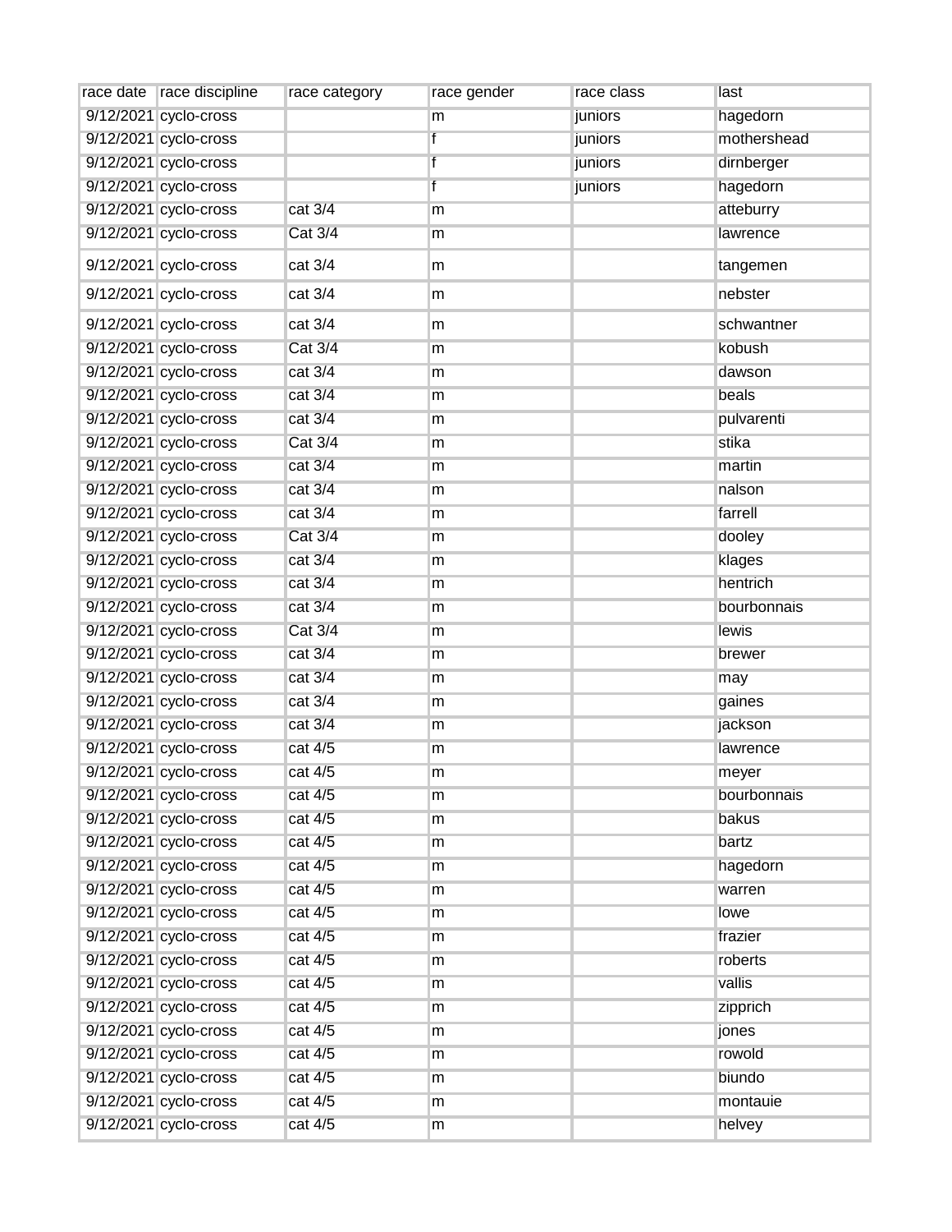| race date | race discipline | race category | race gender | race class | last |
|---|---|---|---|---|---|
| 9/12/2021 | cyclo-cross | | m | juniors | hagedorn |
| 9/12/2021 | cyclo-cross | | f | juniors | mothershead |
| 9/12/2021 | cyclo-cross | | f | juniors | dirnberger |
| 9/12/2021 | cyclo-cross | | f | juniors | hagedorn |
| 9/12/2021 | cyclo-cross | cat 3/4 | m | | atteburry |
| 9/12/2021 | cyclo-cross | Cat 3/4 | m | | lawrence |
| 9/12/2021 | cyclo-cross | cat 3/4 | m | | tangemen |
| 9/12/2021 | cyclo-cross | cat 3/4 | m | | nebster |
| 9/12/2021 | cyclo-cross | cat 3/4 | m | | schwantner |
| 9/12/2021 | cyclo-cross | Cat 3/4 | m | | kobush |
| 9/12/2021 | cyclo-cross | cat 3/4 | m | | dawson |
| 9/12/2021 | cyclo-cross | cat 3/4 | m | | beals |
| 9/12/2021 | cyclo-cross | cat 3/4 | m | | pulvarenti |
| 9/12/2021 | cyclo-cross | Cat 3/4 | m | | stika |
| 9/12/2021 | cyclo-cross | cat 3/4 | m | | martin |
| 9/12/2021 | cyclo-cross | cat 3/4 | m | | nalson |
| 9/12/2021 | cyclo-cross | cat 3/4 | m | | farrell |
| 9/12/2021 | cyclo-cross | Cat 3/4 | m | | dooley |
| 9/12/2021 | cyclo-cross | cat 3/4 | m | | klages |
| 9/12/2021 | cyclo-cross | cat 3/4 | m | | hentrich |
| 9/12/2021 | cyclo-cross | cat 3/4 | m | | bourbonnais |
| 9/12/2021 | cyclo-cross | Cat 3/4 | m | | lewis |
| 9/12/2021 | cyclo-cross | cat 3/4 | m | | brewer |
| 9/12/2021 | cyclo-cross | cat 3/4 | m | | may |
| 9/12/2021 | cyclo-cross | cat 3/4 | m | | gaines |
| 9/12/2021 | cyclo-cross | cat 3/4 | m | | jackson |
| 9/12/2021 | cyclo-cross | cat 4/5 | m | | lawrence |
| 9/12/2021 | cyclo-cross | cat 4/5 | m | | meyer |
| 9/12/2021 | cyclo-cross | cat 4/5 | m | | bourbonnais |
| 9/12/2021 | cyclo-cross | cat 4/5 | m | | bakus |
| 9/12/2021 | cyclo-cross | cat 4/5 | m | | bartz |
| 9/12/2021 | cyclo-cross | cat 4/5 | m | | hagedorn |
| 9/12/2021 | cyclo-cross | cat 4/5 | m | | warren |
| 9/12/2021 | cyclo-cross | cat 4/5 | m | | lowe |
| 9/12/2021 | cyclo-cross | cat 4/5 | m | | frazier |
| 9/12/2021 | cyclo-cross | cat 4/5 | m | | roberts |
| 9/12/2021 | cyclo-cross | cat 4/5 | m | | vallis |
| 9/12/2021 | cyclo-cross | cat 4/5 | m | | zipprich |
| 9/12/2021 | cyclo-cross | cat 4/5 | m | | jones |
| 9/12/2021 | cyclo-cross | cat 4/5 | m | | rowold |
| 9/12/2021 | cyclo-cross | cat 4/5 | m | | biundo |
| 9/12/2021 | cyclo-cross | cat 4/5 | m | | montauie |
| 9/12/2021 | cyclo-cross | cat 4/5 | m | | helvey |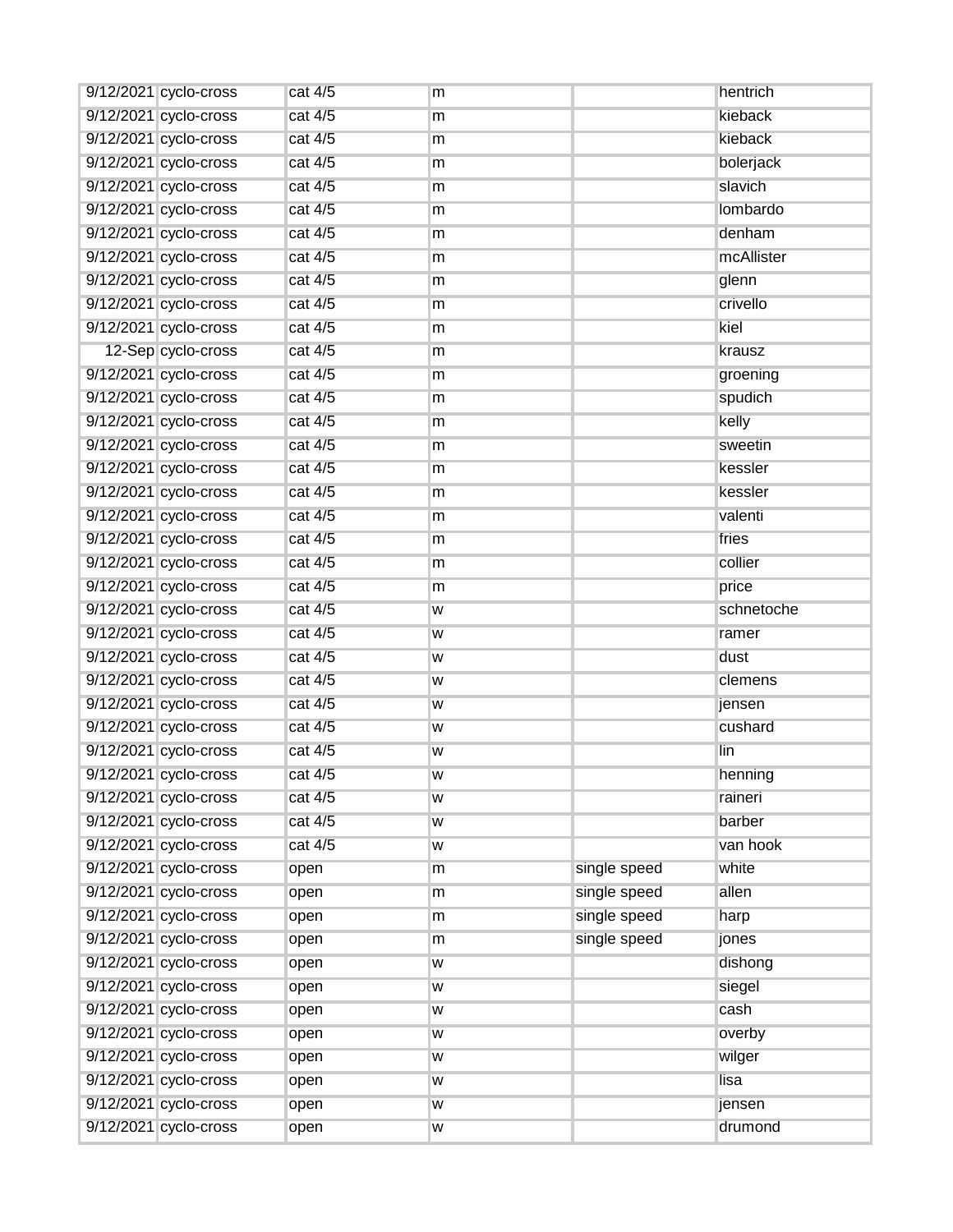| | | | | | |
|---|---|---|---|---|---|
| 9/12/2021 | cyclo-cross | cat 4/5 | m | | hentrich |
| 9/12/2021 | cyclo-cross | cat 4/5 | m | | kieback |
| 9/12/2021 | cyclo-cross | cat 4/5 | m | | kieback |
| 9/12/2021 | cyclo-cross | cat 4/5 | m | | bolerjack |
| 9/12/2021 | cyclo-cross | cat 4/5 | m | | slavich |
| 9/12/2021 | cyclo-cross | cat 4/5 | m | | lombardo |
| 9/12/2021 | cyclo-cross | cat 4/5 | m | | denham |
| 9/12/2021 | cyclo-cross | cat 4/5 | m | | mcAllister |
| 9/12/2021 | cyclo-cross | cat 4/5 | m | | glenn |
| 9/12/2021 | cyclo-cross | cat 4/5 | m | | crivello |
| 9/12/2021 | cyclo-cross | cat 4/5 | m | | kiel |
| 12-Sep | cyclo-cross | cat 4/5 | m | | krausz |
| 9/12/2021 | cyclo-cross | cat 4/5 | m | | groening |
| 9/12/2021 | cyclo-cross | cat 4/5 | m | | spudich |
| 9/12/2021 | cyclo-cross | cat 4/5 | m | | kelly |
| 9/12/2021 | cyclo-cross | cat 4/5 | m | | sweetin |
| 9/12/2021 | cyclo-cross | cat 4/5 | m | | kessler |
| 9/12/2021 | cyclo-cross | cat 4/5 | m | | kessler |
| 9/12/2021 | cyclo-cross | cat 4/5 | m | | valenti |
| 9/12/2021 | cyclo-cross | cat 4/5 | m | | fries |
| 9/12/2021 | cyclo-cross | cat 4/5 | m | | collier |
| 9/12/2021 | cyclo-cross | cat 4/5 | m | | price |
| 9/12/2021 | cyclo-cross | cat 4/5 | w | | schnetoche |
| 9/12/2021 | cyclo-cross | cat 4/5 | w | | ramer |
| 9/12/2021 | cyclo-cross | cat 4/5 | w | | dust |
| 9/12/2021 | cyclo-cross | cat 4/5 | w | | clemens |
| 9/12/2021 | cyclo-cross | cat 4/5 | w | | jensen |
| 9/12/2021 | cyclo-cross | cat 4/5 | w | | cushard |
| 9/12/2021 | cyclo-cross | cat 4/5 | w | | lin |
| 9/12/2021 | cyclo-cross | cat 4/5 | w | | henning |
| 9/12/2021 | cyclo-cross | cat 4/5 | w | | raineri |
| 9/12/2021 | cyclo-cross | cat 4/5 | w | | barber |
| 9/12/2021 | cyclo-cross | cat 4/5 | w | | van hook |
| 9/12/2021 | cyclo-cross | open | m | single speed | white |
| 9/12/2021 | cyclo-cross | open | m | single speed | allen |
| 9/12/2021 | cyclo-cross | open | m | single speed | harp |
| 9/12/2021 | cyclo-cross | open | m | single speed | jones |
| 9/12/2021 | cyclo-cross | open | w | | dishong |
| 9/12/2021 | cyclo-cross | open | w | | siegel |
| 9/12/2021 | cyclo-cross | open | w | | cash |
| 9/12/2021 | cyclo-cross | open | w | | overby |
| 9/12/2021 | cyclo-cross | open | w | | wilger |
| 9/12/2021 | cyclo-cross | open | w | | lisa |
| 9/12/2021 | cyclo-cross | open | w | | jensen |
| 9/12/2021 | cyclo-cross | open | w | | drumond |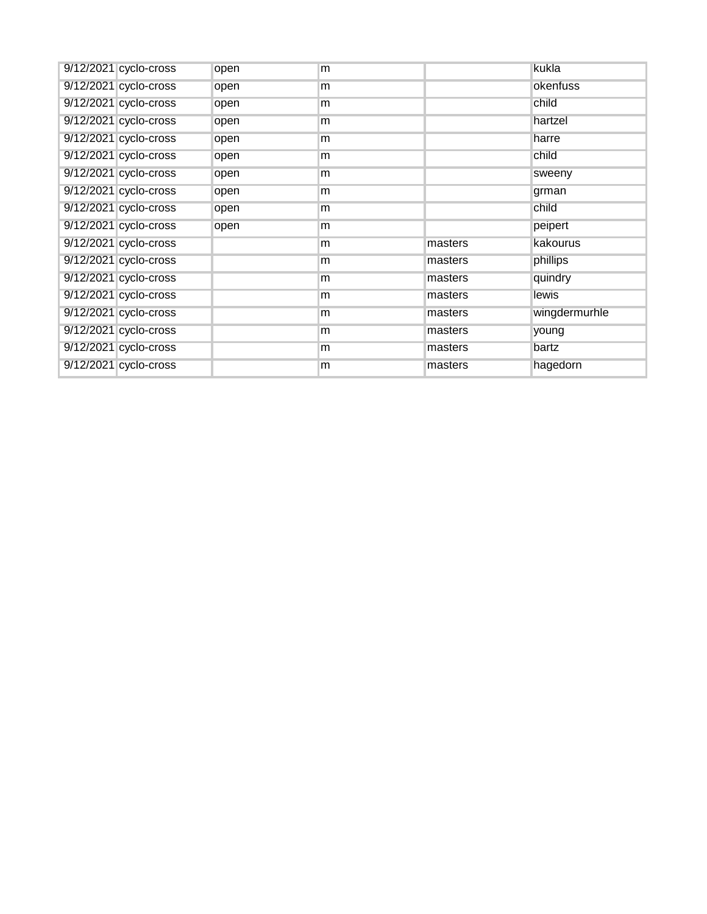| | | | | | |
|---|---|---|---|---|---|
| 9/12/2021 | cyclo-cross | open | m | | kukla |
| 9/12/2021 | cyclo-cross | open | m | | okenfuss |
| 9/12/2021 | cyclo-cross | open | m | | child |
| 9/12/2021 | cyclo-cross | open | m | | hartzel |
| 9/12/2021 | cyclo-cross | open | m | | harre |
| 9/12/2021 | cyclo-cross | open | m | | child |
| 9/12/2021 | cyclo-cross | open | m | | sweeny |
| 9/12/2021 | cyclo-cross | open | m | | grman |
| 9/12/2021 | cyclo-cross | open | m | | child |
| 9/12/2021 | cyclo-cross | open | m | | peipert |
| 9/12/2021 | cyclo-cross | | m | masters | kakourus |
| 9/12/2021 | cyclo-cross | | m | masters | phillips |
| 9/12/2021 | cyclo-cross | | m | masters | quindry |
| 9/12/2021 | cyclo-cross | | m | masters | lewis |
| 9/12/2021 | cyclo-cross | | m | masters | wingdermurhle |
| 9/12/2021 | cyclo-cross | | m | masters | young |
| 9/12/2021 | cyclo-cross | | m | masters | bartz |
| 9/12/2021 | cyclo-cross | | m | masters | hagedorn |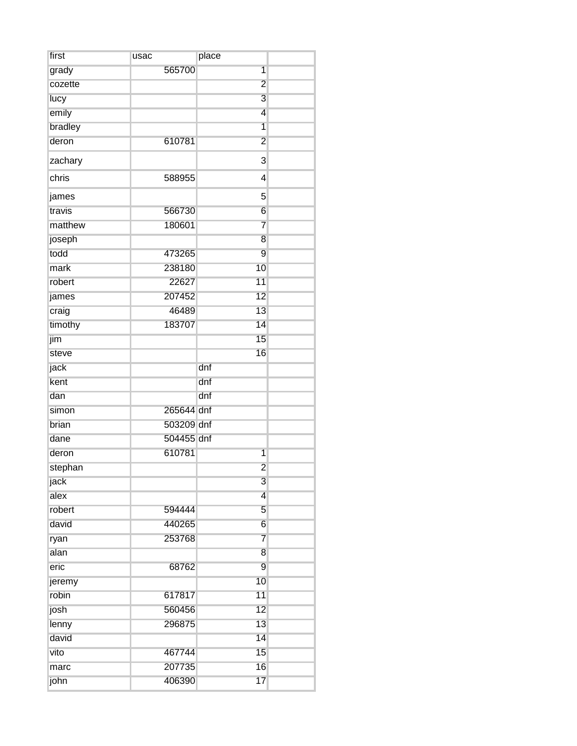| first | usac | place | |
| --- | --- | --- | --- |
| grady | 565700 | 1 | |
| cozette | | 2 | |
| lucy | | 3 | |
| emily | | 4 | |
| bradley | | 1 | |
| deron | 610781 | 2 | |
| zachary | | 3 | |
| chris | 588955 | 4 | |
| james | | 5 | |
| travis | 566730 | 6 | |
| matthew | 180601 | 7 | |
| joseph | | 8 | |
| todd | 473265 | 9 | |
| mark | 238180 | 10 | |
| robert | 22627 | 11 | |
| james | 207452 | 12 | |
| craig | 46489 | 13 | |
| timothy | 183707 | 14 | |
| jim | | 15 | |
| steve | | 16 | |
| jack | | dnf | |
| kent | | dnf | |
| dan | | dnf | |
| simon | 265644 | dnf | |
| brian | 503209 | dnf | |
| dane | 504455 | dnf | |
| deron | 610781 | 1 | |
| stephan | | 2 | |
| jack | | 3 | |
| alex | | 4 | |
| robert | 594444 | 5 | |
| david | 440265 | 6 | |
| ryan | 253768 | 7 | |
| alan | | 8 | |
| eric | 68762 | 9 | |
| jeremy | | 10 | |
| robin | 617817 | 11 | |
| josh | 560456 | 12 | |
| lenny | 296875 | 13 | |
| david | | 14 | |
| vito | 467744 | 15 | |
| marc | 207735 | 16 | |
| john | 406390 | 17 | |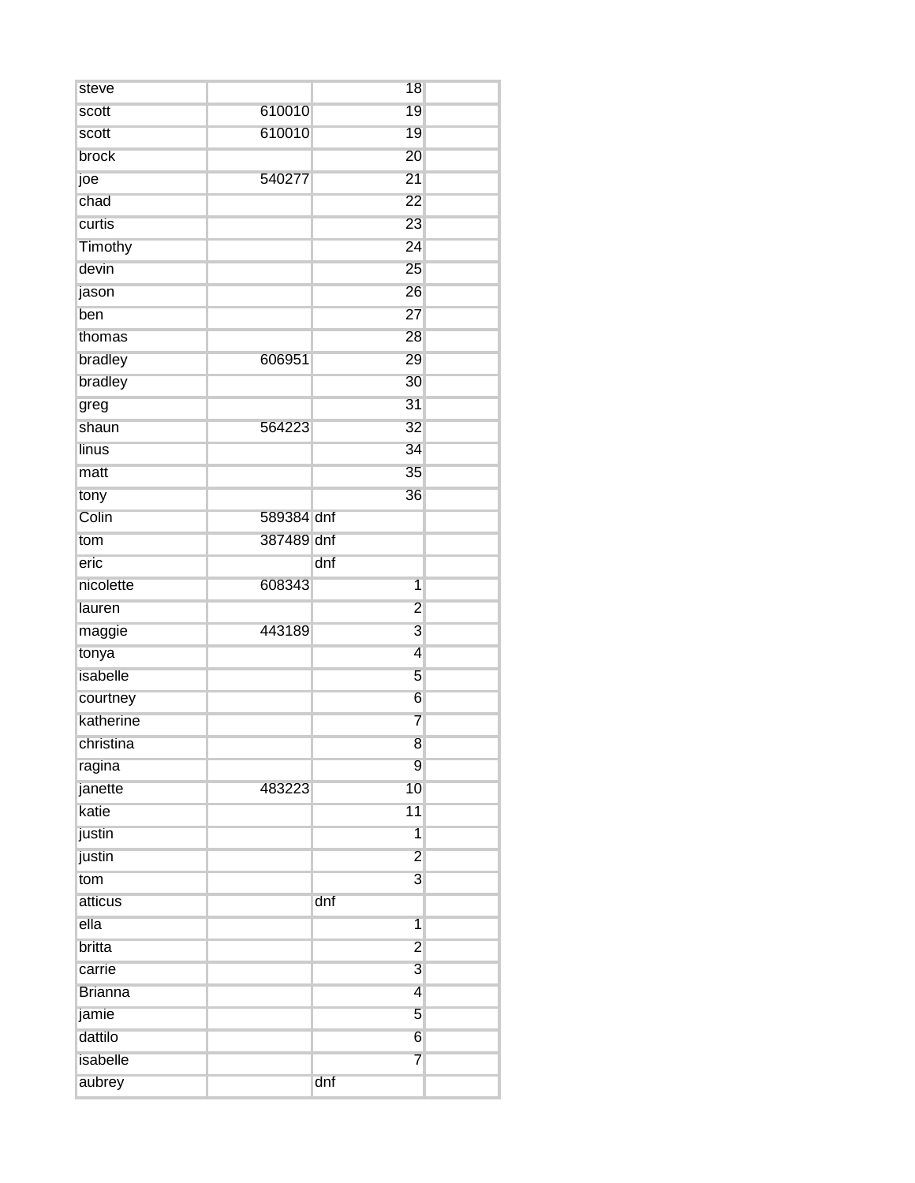| | | | |
|---|---|---|---|
| steve | | 18 | |
| scott | 610010 | 19 | |
| scott | 610010 | 19 | |
| brock | | 20 | |
| joe | 540277 | 21 | |
| chad | | 22 | |
| curtis | | 23 | |
| Timothy | | 24 | |
| devin | | 25 | |
| jason | | 26 | |
| ben | | 27 | |
| thomas | | 28 | |
| bradley | 606951 | 29 | |
| bradley | | 30 | |
| greg | | 31 | |
| shaun | 564223 | 32 | |
| linus | | 34 | |
| matt | | 35 | |
| tony | | 36 | |
| Colin | 589384 | dnf | |
| tom | 387489 | dnf | |
| eric | | dnf | |
| nicolette | 608343 | 1 | |
| lauren | | 2 | |
| maggie | 443189 | 3 | |
| tonya | | 4 | |
| isabelle | | 5 | |
| courtney | | 6 | |
| katherine | | 7 | |
| christina | | 8 | |
| ragina | | 9 | |
| janette | 483223 | 10 | |
| katie | | 11 | |
| justin | | 1 | |
| justin | | 2 | |
| tom | | 3 | |
| atticus | | dnf | |
| ella | | 1 | |
| britta | | 2 | |
| carrie | | 3 | |
| Brianna | | 4 | |
| jamie | | 5 | |
| dattilo | | 6 | |
| isabelle | | 7 | |
| aubrey | | dnf | |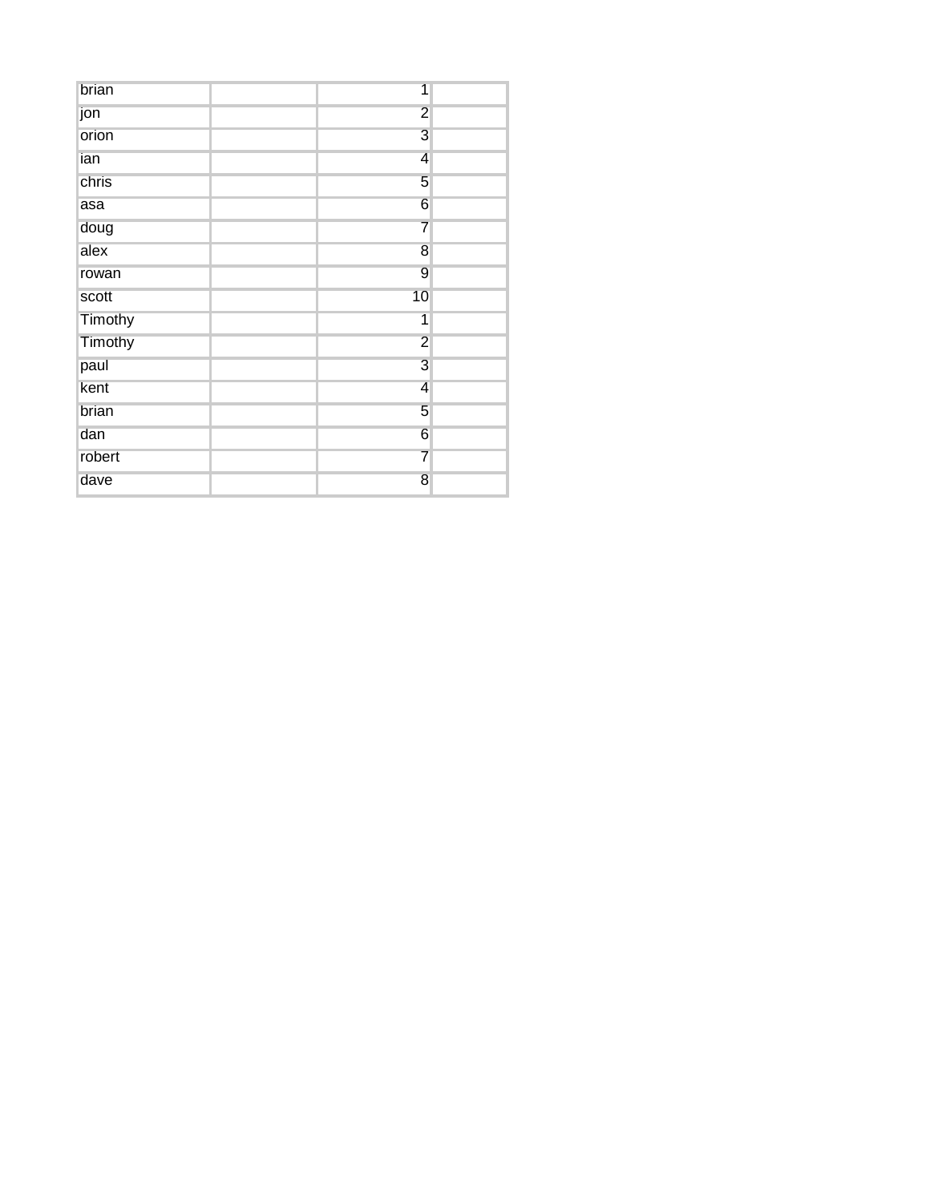| | | | |
|---|---|---|---|
| brian | | 1 | |
| jon | | 2 | |
| orion | | 3 | |
| ian | | 4 | |
| chris | | 5 | |
| asa | | 6 | |
| doug | | 7 | |
| alex | | 8 | |
| rowan | | 9 | |
| scott | | 10 | |
| Timothy | | 1 | |
| Timothy | | 2 | |
| paul | | 3 | |
| kent | | 4 | |
| brian | | 5 | |
| dan | | 6 | |
| robert | | 7 | |
| dave | | 8 | |